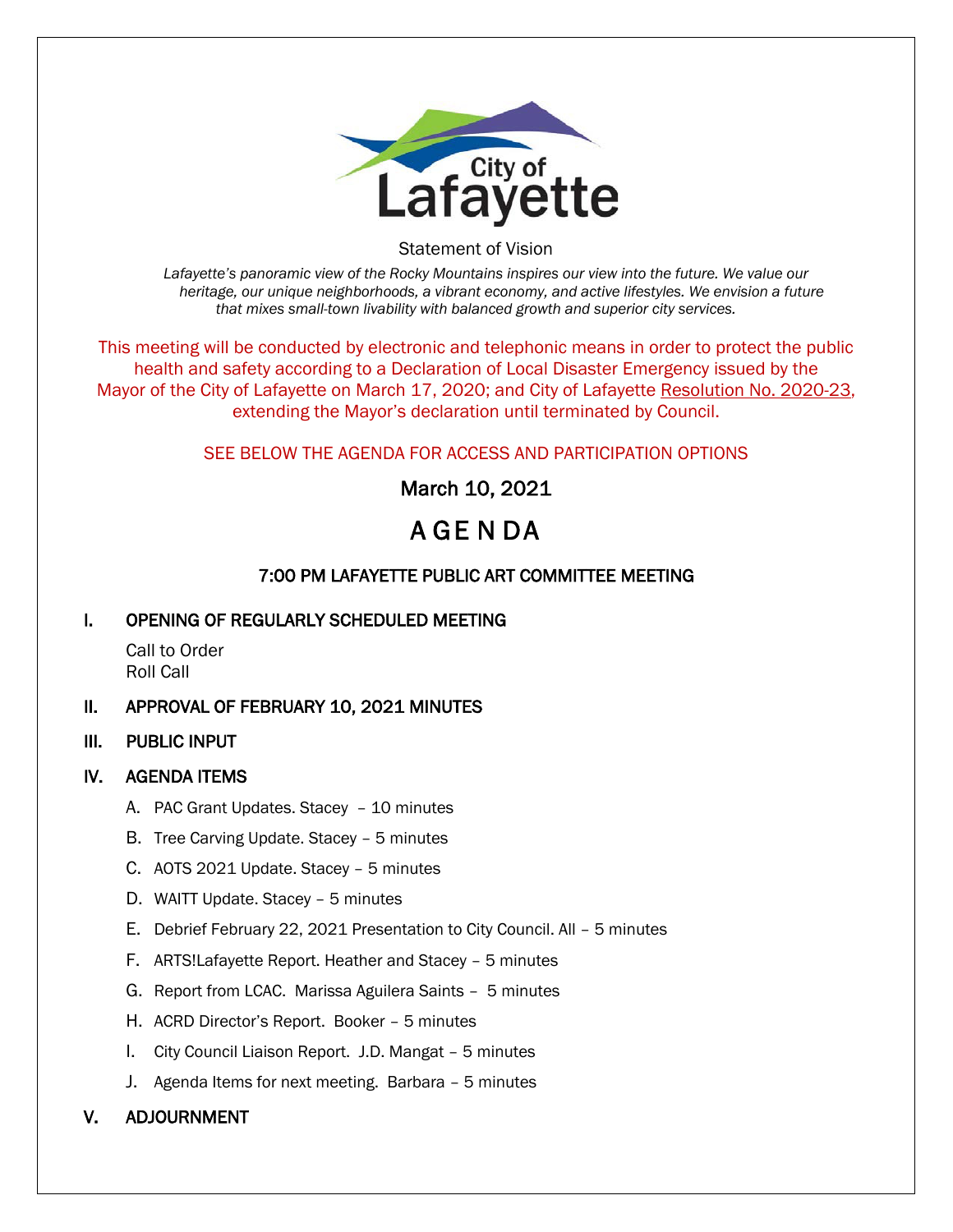City of Lafayette

Statement of Vision

*Lafayette's panoramic view of the Rocky Mountains inspires our view into the future. We value our heritage, our unique neighborhoods, a vibrant economy, and active lifestyles. We envision a future that mixes small-town livability with balanced growth and superior city services.*

This meeting will be conducted by electronic and telephonic means in order to protect the public health and safety according to a Declaration of Local Disaster Emergency issued by the Mayor of the City of Lafayette on March 17, 2020; and City of Lafayette Resolution No. 2020-23, extending the Mayor's declaration until terminated by Council.

SEE BELOW THE AGENDA FOR ACCESS AND PARTICIPATION OPTIONS

March 10, 2021

# AGENDA

## 7:00 PM LAFAYETTE PUBLIC ART COMMITTEE MEETING

## I. OPENING OF REGULARLY SCHEDULED MEETING

Call to Order
Roll Call

## II. APPROVAL OF FEBRUARY 10, 2021 MINUTES

## III. PUBLIC INPUT

## IV. AGENDA ITEMS

A. PAC Grant Updates. Stacey – 10 minutes

B. Tree Carving Update. Stacey – 5 minutes

C. AOTS 2021 Update. Stacey – 5 minutes

D. WAITT Update. Stacey – 5 minutes

E. Debrief February 22, 2021 Presentation to City Council. All – 5 minutes

F. ARTS!Lafayette Report. Heather and Stacey – 5 minutes

G. Report from LCAC. Marissa Aguilera Saints – 5 minutes

H. ACRD Director's Report. Booker – 5 minutes

I. City Council Liaison Report. J.D. Mangat – 5 minutes

J. Agenda Items for next meeting. Barbara – 5 minutes

## V. ADJOURNMENT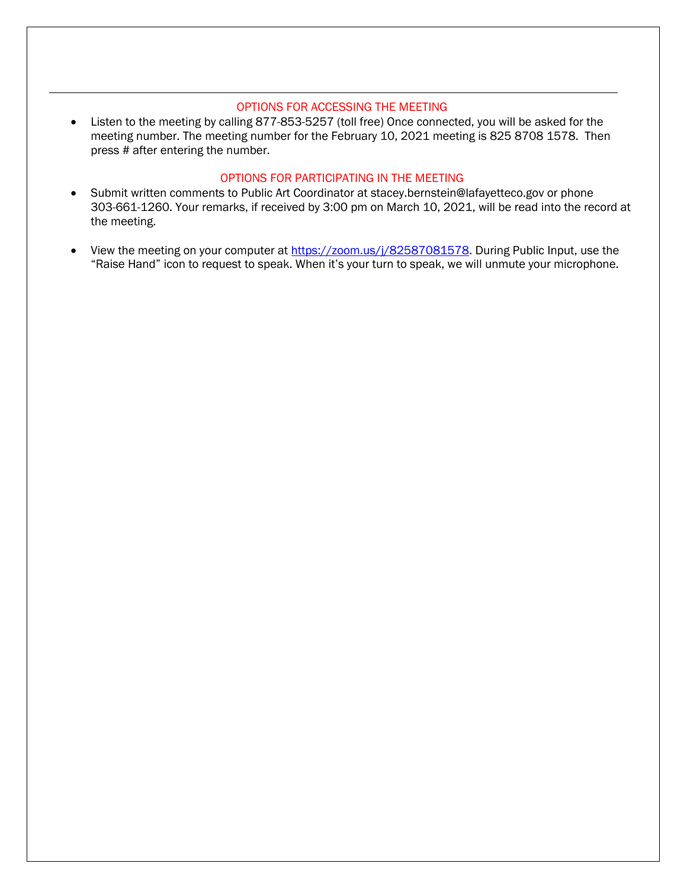---

## OPTIONS FOR ACCESSING THE MEETING

- Listen to the meeting by calling 877-853-5257 (toll free) Once connected, you will be asked for the meeting number. The meeting number for the February 10, 2021 meeting is 825 8708 1578. Then press # after entering the number.

## OPTIONS FOR PARTICIPATING IN THE MEETING

- Submit written comments to Public Art Coordinator at stacey.bernstein@lafayetteco.gov or phone 303-661-1260. Your remarks, if received by 3:00 pm on March 10, 2021, will be read into the record at the meeting.

- View the meeting on your computer at [https://zoom.us/j/82587081578](https://zoom.us/j/82587081578). During Public Input, use the "Raise Hand" icon to request to speak. When it's your turn to speak, we will unmute your microphone.